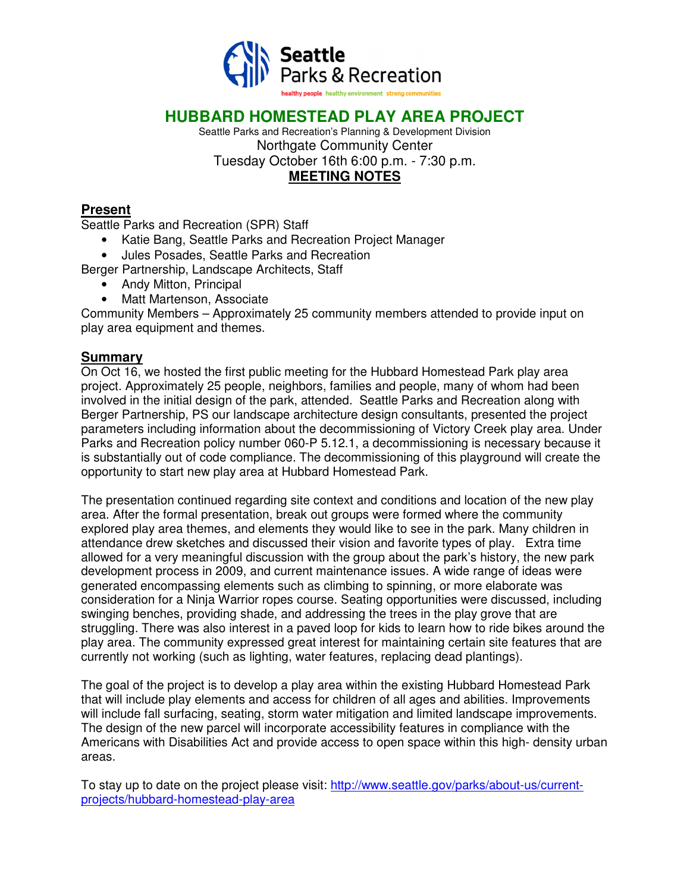Seattle Parks & Recreation

healthy people healthy environment strong communities

# HUBBARD HOMESTEAD PLAY AREA PROJECT

Seattle Parks and Recreation's Planning & Development Division

Northgate Community Center

Tuesday October 16th 6:00 p.m. - 7:30 p.m.

**MEETING NOTES**

## Present

Seattle Parks and Recreation (SPR) Staff

- Katie Bang, Seattle Parks and Recreation Project Manager
- Jules Posades, Seattle Parks and Recreation

Berger Partnership, Landscape Architects, Staff

- Andy Mitton, Principal
- Matt Martenson, Associate

Community Members – Approximately 25 community members attended to provide input on play area equipment and themes.

## Summary

On Oct 16, we hosted the first public meeting for the Hubbard Homestead Park play area project. Approximately 25 people, neighbors, families and people, many of whom had been involved in the initial design of the park, attended. Seattle Parks and Recreation along with Berger Partnership, PS our landscape architecture design consultants, presented the project parameters including information about the decommissioning of Victory Creek play area. Under Parks and Recreation policy number 060-P 5.12.1, a decommissioning is necessary because it is substantially out of code compliance. The decommissioning of this playground will create the opportunity to start new play area at Hubbard Homestead Park.

The presentation continued regarding site context and conditions and location of the new play area. After the formal presentation, break out groups were formed where the community explored play area themes, and elements they would like to see in the park. Many children in attendance drew sketches and discussed their vision and favorite types of play. Extra time allowed for a very meaningful discussion with the group about the park's history, the new park development process in 2009, and current maintenance issues. A wide range of ideas were generated encompassing elements such as climbing to spinning, or more elaborate was consideration for a Ninja Warrior ropes course. Seating opportunities were discussed, including swinging benches, providing shade, and addressing the trees in the play grove that are struggling. There was also interest in a paved loop for kids to learn how to ride bikes around the play area. The community expressed great interest for maintaining certain site features that are currently not working (such as lighting, water features, replacing dead plantings).

The goal of the project is to develop a play area within the existing Hubbard Homestead Park that will include play elements and access for children of all ages and abilities. Improvements will include fall surfacing, seating, storm water mitigation and limited landscape improvements. The design of the new parcel will incorporate accessibility features in compliance with the Americans with Disabilities Act and provide access to open space within this high- density urban areas.

To stay up to date on the project please visit: [http://www.seattle.gov/parks/about-us/current-projects/hubbard-homestead-play-area](http://www.seattle.gov/parks/about-us/current-projects/hubbard-homestead-play-area)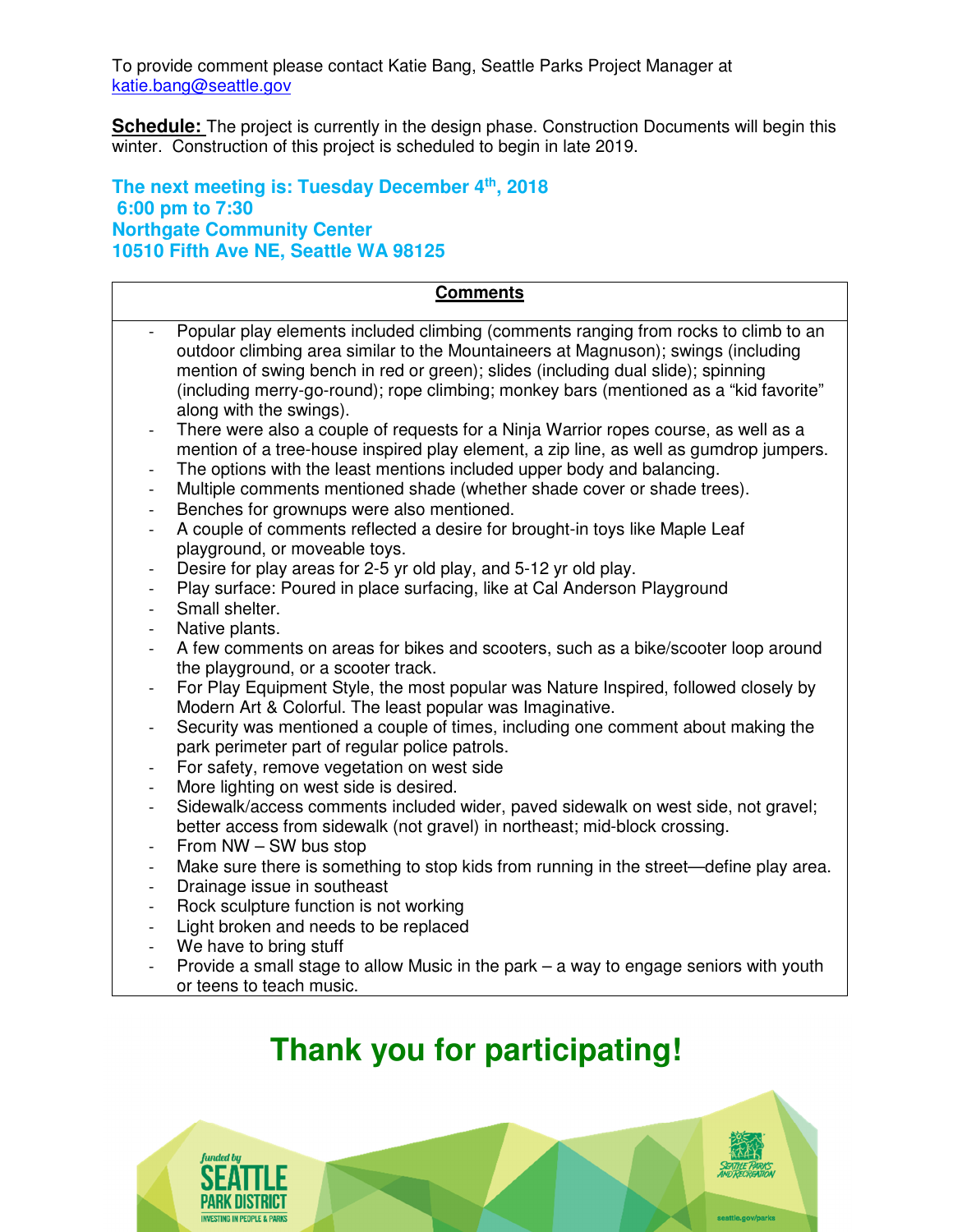To provide comment please contact Katie Bang, Seattle Parks Project Manager at katie.bang@seattle.gov

**Schedule:** The project is currently in the design phase. Construction Documents will begin this winter. Construction of this project is scheduled to begin in late 2019.

**The next meeting is: Tuesday December 4th, 2018**
**6:00 pm to 7:30**
**Northgate Community Center**
**10510 Fifth Ave NE, Seattle WA 98125**

| **Comments** |
|---|
| - Popular play elements included climbing (comments ranging from rocks to climb to an outdoor climbing area similar to the Mountaineers at Magnuson); swings (including mention of swing bench in red or green); slides (including dual slide); spinning (including merry-go-round); rope climbing; monkey bars (mentioned as a "kid favorite" along with the swings).<br>- There were also a couple of requests for a Ninja Warrior ropes course, as well as a mention of a tree-house inspired play element, a zip line, as well as gumdrop jumpers.<br>- The options with the least mentions included upper body and balancing.<br>- Multiple comments mentioned shade (whether shade cover or shade trees).<br>- Benches for grownups were also mentioned.<br>- A couple of comments reflected a desire for brought-in toys like Maple Leaf playground, or moveable toys.<br>- Desire for play areas for 2-5 yr old play, and 5-12 yr old play.<br>- Play surface: Poured in place surfacing, like at Cal Anderson Playground<br>- Small shelter.<br>- Native plants.<br>- A few comments on areas for bikes and scooters, such as a bike/scooter loop around the playground, or a scooter track.<br>- For Play Equipment Style, the most popular was Nature Inspired, followed closely by Modern Art & Colorful. The least popular was Imaginative.<br>- Security was mentioned a couple of times, including one comment about making the park perimeter part of regular police patrols.<br>- For safety, remove vegetation on west side<br>- More lighting on west side is desired.<br>- Sidewalk/access comments included wider, paved sidewalk on west side, not gravel; better access from sidewalk (not gravel) in northeast; mid-block crossing.<br>- From NW – SW bus stop<br>- Make sure there is something to stop kids from running in the street—define play area.<br>- Drainage issue in southeast<br>- Rock sculpture function is not working<br>- Light broken and needs to be replaced<br>- We have to bring stuff<br>- Provide a small stage to allow Music in the park – a way to engage seniors with youth or teens to teach music. |

# Thank you for participating!

funded by SEATTLE PARK DISTRICT INVESTING IN PEOPLE & PARKS

SEATTLE PARKS AND RECREATION

seattle.gov/parks